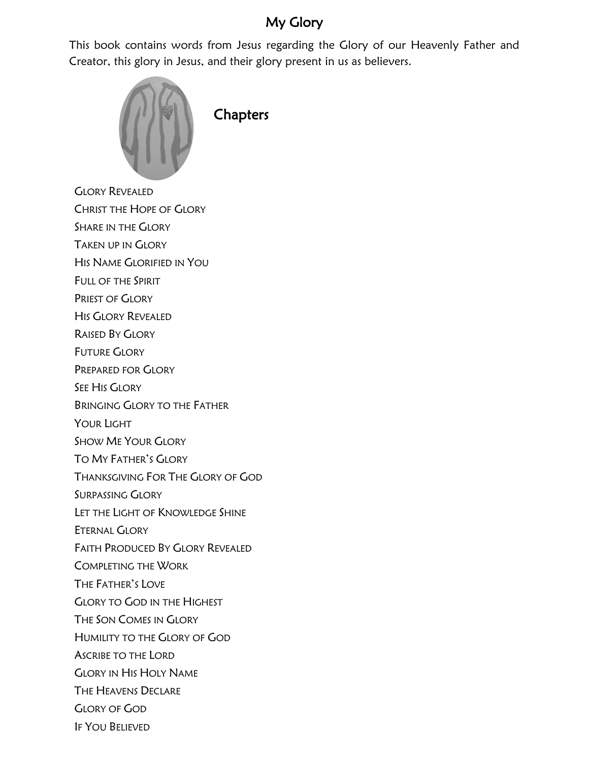# My Glory

This book contains words from Jesus regarding the Glory of our Heavenly Father and Creator, this glory in Jesus, and their glory present in us as believers.

## Chapters

- Glory Revealed
- Christ the Hope of Glory
- Share in the Glory
- Taken up in Glory
- His Name Glorified in You
- Full of the Spirit
- Priest of Glory
- His Glory Revealed
- Raised By Glory
- Future Glory
- Prepared for Glory
- See His Glory
- Bringing Glory to the Father
- Your Light
- Show Me Your Glory
- To My Father's Glory
- Thanksgiving For The Glory of God
- Surpassing Glory
- Let the Light of Knowledge Shine
- Eternal Glory
- Faith Produced By Glory Revealed
- Completing the Work
- The Father's Love
- Glory to God in the Highest
- The Son Comes in Glory
- Humility to the Glory of God
- Ascribe to the Lord
- Glory in His Holy Name
- The Heavens Declare
- Glory of God
- If You Believed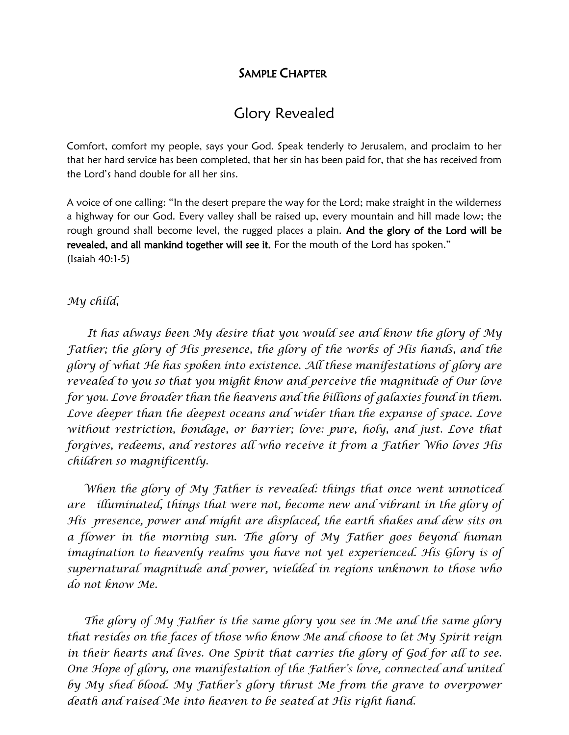## Sample Chapter

# Glory Revealed

Comfort, comfort my people, says your God. Speak tenderly to Jerusalem, and proclaim to her that her hard service has been completed, that her sin has been paid for, that she has received from the Lord's hand double for all her sins.

A voice of one calling: "In the desert prepare the way for the Lord; make straight in the wilderness a highway for our God. Every valley shall be raised up, every mountain and hill made low; the rough ground shall become level, the rugged places a plain. **And the glory of the Lord will be revealed, and all mankind together will see it.** For the mouth of the Lord has spoken."
(Isaiah 40:1-5)

*My child,*

*It has always been My desire that you would see and know the glory of My Father; the glory of His presence, the glory of the works of His hands, and the glory of what He has spoken into existence. All these manifestations of glory are revealed to you so that you might know and perceive the magnitude of Our love for you. Love broader than the heavens and the billions of galaxies found in them. Love deeper than the deepest oceans and wider than the expanse of space. Love without restriction, bondage, or barrier; love: pure, holy, and just. Love that forgives, redeems, and restores all who receive it from a Father Who loves His children so magnificently.*

*When the glory of My Father is revealed: things that once went unnoticed are illuminated, things that were not, become new and vibrant in the glory of His presence, power and might are displaced, the earth shakes and dew sits on a flower in the morning sun. The glory of My Father goes beyond human imagination to heavenly realms you have not yet experienced. His Glory is of supernatural magnitude and power, wielded in regions unknown to those who do not know Me.*

*The glory of My Father is the same glory you see in Me and the same glory that resides on the faces of those who know Me and choose to let My Spirit reign in their hearts and lives. One Spirit that carries the glory of God for all to see. One Hope of glory, one manifestation of the Father's love, connected and united by My shed blood. My Father's glory thrust Me from the grave to overpower death and raised Me into heaven to be seated at His right hand.*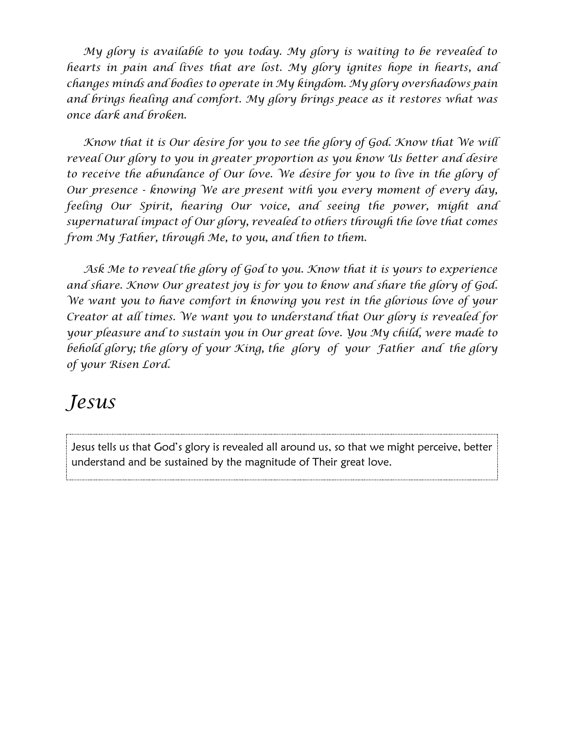*My glory is available to you today. My glory is waiting to be revealed to hearts in pain and lives that are lost. My glory ignites hope in hearts, and changes minds and bodies to operate in My kingdom. My glory overshadows pain and brings healing and comfort. My glory brings peace as it restores what was once dark and broken.*

*Know that it is Our desire for you to see the glory of God. Know that We will reveal Our glory to you in greater proportion as you know Us better and desire to receive the abundance of Our love. We desire for you to live in the glory of Our presence - knowing We are present with you every moment of every day, feeling Our Spirit, hearing Our voice, and seeing the power, might and supernatural impact of Our glory, revealed to others through the love that comes from My Father, through Me, to you, and then to them.*

*Ask Me to reveal the glory of God to you. Know that it is yours to experience and share. Know Our greatest joy is for you to know and share the glory of God. We want you to have comfort in knowing you rest in the glorious love of your Creator at all times. We want you to understand that Our glory is revealed for your pleasure and to sustain you in Our great love. You My child, were made to behold glory; the glory of your King, the glory of your Father and the glory of your Risen Lord.*

# *Jesus*

Jesus tells us that God's glory is revealed all around us, so that we might perceive, better understand and be sustained by the magnitude of Their great love.